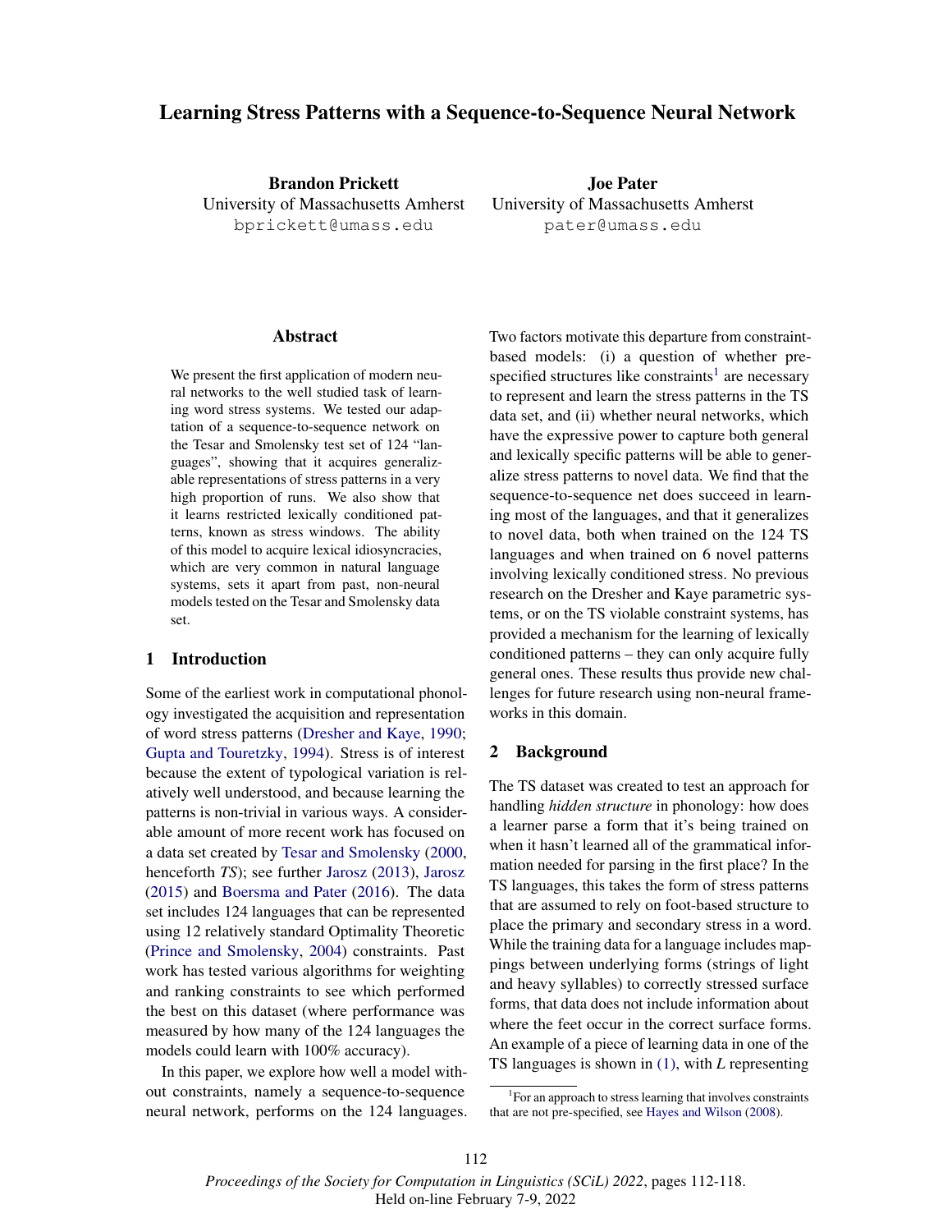# Learning Stress Patterns with a Sequence-to-Sequence Neural Network

**Brandon Prickett**
University of Massachusetts Amherst
bprickett@umass.edu

**Joe Pater**
University of Massachusetts Amherst
pater@umass.edu

## Abstract

We present the first application of modern neural networks to the well studied task of learning word stress systems. We tested our adaptation of a sequence-to-sequence network on the Tesar and Smolensky test set of 124 "languages", showing that it acquires generalizable representations of stress patterns in a very high proportion of runs. We also show that it learns restricted lexically conditioned patterns, known as stress windows. The ability of this model to acquire lexical idiosyncracies, which are very common in natural language systems, sets it apart from past, non-neural models tested on the Tesar and Smolensky data set.

## 1 Introduction

Some of the earliest work in computational phonology investigated the acquisition and representation of word stress patterns (Dresher and Kaye, 1990; Gupta and Touretzky, 1994). Stress is of interest because the extent of typological variation is relatively well understood, and because learning the patterns is non-trivial in various ways. A considerable amount of more recent work has focused on a data set created by Tesar and Smolensky (2000, henceforth *TS*); see further Jarosz (2013), Jarosz (2015) and Boersma and Pater (2016). The data set includes 124 languages that can be represented using 12 relatively standard Optimality Theoretic (Prince and Smolensky, 2004) constraints. Past work has tested various algorithms for weighting and ranking constraints to see which performed the best on this dataset (where performance was measured by how many of the 124 languages the models could learn with 100% accuracy).

In this paper, we explore how well a model without constraints, namely a sequence-to-sequence neural network, performs on the 124 languages. Two factors motivate this departure from constraint-based models: (i) a question of whether pre-specified structures like constraints[1] are necessary to represent and learn the stress patterns in the TS data set, and (ii) whether neural networks, which have the expressive power to capture both general and lexically specific patterns will be able to generalize stress patterns to novel data. We find that the sequence-to-sequence net does succeed in learning most of the languages, and that it generalizes to novel data, both when trained on the 124 TS languages and when trained on 6 novel patterns involving lexically conditioned stress. No previous research on the Dresher and Kaye parametric systems, or on the TS violable constraint systems, has provided a mechanism for the learning of lexically conditioned patterns – they can only acquire fully general ones. These results thus provide new challenges for future research using non-neural frameworks in this domain.

## 2 Background

The TS dataset was created to test an approach for handling *hidden structure* in phonology: how does a learner parse a form that it's being trained on when it hasn't learned all of the grammatical information needed for parsing in the first place? In the TS languages, this takes the form of stress patterns that are assumed to rely on foot-based structure to place the primary and secondary stress in a word. While the training data for a language includes mappings between underlying forms (strings of light and heavy syllables) to correctly stressed surface forms, that data does not include information about where the feet occur in the correct surface forms. An example of a piece of learning data in one of the TS languages is shown in (1), with *L* representing

[1] For an approach to stress learning that involves constraints that are not pre-specified, see Hayes and Wilson (2008).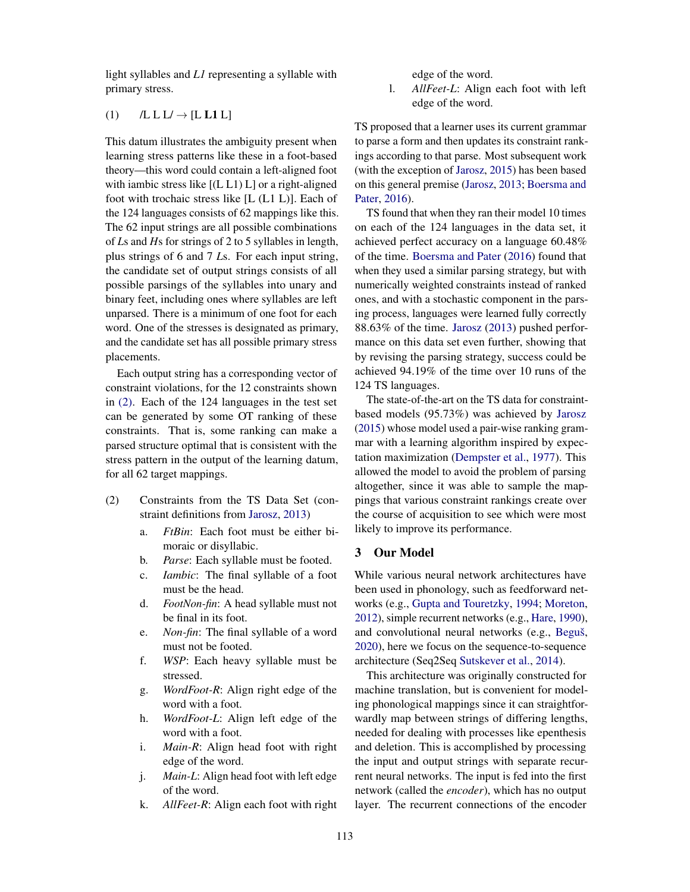light syllables and *L1* representing a syllable with primary stress.

(1) /L L L/ → [L **L1** L]

This datum illustrates the ambiguity present when learning stress patterns like these in a foot-based theory—this word could contain a left-aligned foot with iambic stress like [(L L1) L] or a right-aligned foot with trochaic stress like [L (L1 L)]. Each of the 124 languages consists of 62 mappings like this. The 62 input strings are all possible combinations of *L*s and *H*s for strings of 2 to 5 syllables in length, plus strings of 6 and 7 *L*s. For each input string, the candidate set of output strings consists of all possible parsings of the syllables into unary and binary feet, including ones where syllables are left unparsed. There is a minimum of one foot for each word. One of the stresses is designated as primary, and the candidate set has all possible primary stress placements.

Each output string has a corresponding vector of constraint violations, for the 12 constraints shown in (2). Each of the 124 languages in the test set can be generated by some OT ranking of these constraints. That is, some ranking can make a parsed structure optimal that is consistent with the stress pattern in the output of the learning datum, for all 62 target mappings.

(2) Constraints from the TS Data Set (constraint definitions from Jarosz, 2013)

a. *FtBin*: Each foot must be either bimoraic or disyllabic.
b. *Parse*: Each syllable must be footed.
c. *Iambic*: The final syllable of a foot must be the head.
d. *FootNon-fin*: A head syllable must not be final in its foot.
e. *Non-fin*: The final syllable of a word must not be footed.
f. *WSP*: Each heavy syllable must be stressed.
g. *WordFoot-R*: Align right edge of the word with a foot.
h. *WordFoot-L*: Align left edge of the word with a foot.
i. *Main-R*: Align head foot with right edge of the word.
j. *Main-L*: Align head foot with left edge of the word.
k. *AllFeet-R*: Align each foot with right edge of the word.
l. *AllFeet-L*: Align each foot with left edge of the word.

TS proposed that a learner uses its current grammar to parse a form and then updates its constraint rankings according to that parse. Most subsequent work (with the exception of Jarosz, 2015) has been based on this general premise (Jarosz, 2013; Boersma and Pater, 2016).

TS found that when they ran their model 10 times on each of the 124 languages in the data set, it achieved perfect accuracy on a language 60.48% of the time. Boersma and Pater (2016) found that when they used a similar parsing strategy, but with numerically weighted constraints instead of ranked ones, and with a stochastic component in the parsing process, languages were learned fully correctly 88.63% of the time. Jarosz (2013) pushed performance on this data set even further, showing that by revising the parsing strategy, success could be achieved 94.19% of the time over 10 runs of the 124 TS languages.

The state-of-the-art on the TS data for constraint-based models (95.73%) was achieved by Jarosz (2015) whose model used a pair-wise ranking grammar with a learning algorithm inspired by expectation maximization (Dempster et al., 1977). This allowed the model to avoid the problem of parsing altogether, since it was able to sample the mappings that various constraint rankings create over the course of acquisition to see which were most likely to improve its performance.

## 3 Our Model

While various neural network architectures have been used in phonology, such as feedforward networks (e.g., Gupta and Touretzky, 1994; Moreton, 2012), simple recurrent networks (e.g., Hare, 1990), and convolutional neural networks (e.g., Beguš, 2020), here we focus on the sequence-to-sequence architecture (Seq2Seq Sutskever et al., 2014).

This architecture was originally constructed for machine translation, but is convenient for modeling phonological mappings since it can straightforwardly map between strings of differing lengths, needed for dealing with processes like epenthesis and deletion. This is accomplished by processing the input and output strings with separate recurrent neural networks. The input is fed into the first network (called the *encoder*), which has no output layer. The recurrent connections of the encoder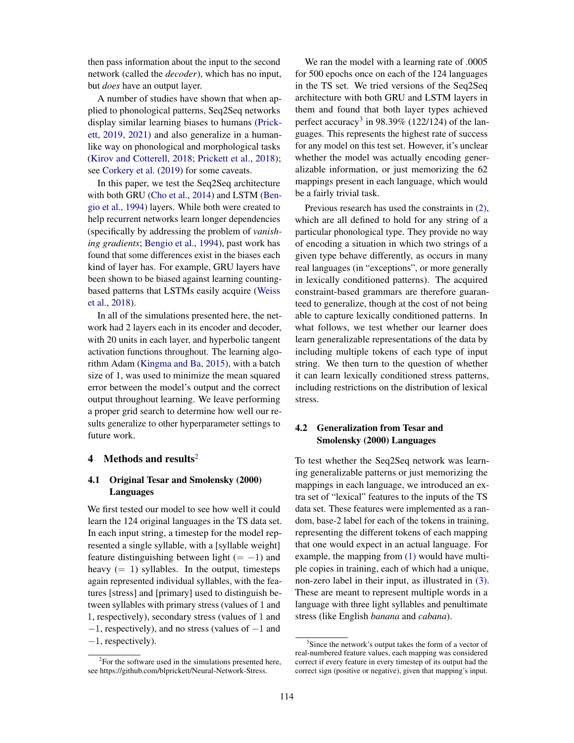then pass information about the input to the second network (called the *decoder*), which has no input, but *does* have an output layer.

A number of studies have shown that when applied to phonological patterns, Seq2Seq networks display similar learning biases to humans (Prickett, 2019, 2021) and also generalize in a human-like way on phonological and morphological tasks (Kirov and Cotterell, 2018; Prickett et al., 2018); see Corkery et al. (2019) for some caveats.

In this paper, we test the Seq2Seq architecture with both GRU (Cho et al., 2014) and LSTM (Bengio et al., 1994) layers. While both were created to help recurrent networks learn longer dependencies (specifically by addressing the problem of *vanishing gradients*; Bengio et al., 1994), past work has found that some differences exist in the biases each kind of layer has. For example, GRU layers have been shown to be biased against learning counting-based patterns that LSTMs easily acquire (Weiss et al., 2018).

In all of the simulations presented here, the network had 2 layers each in its encoder and decoder, with 20 units in each layer, and hyperbolic tangent activation functions throughout. The learning algorithm Adam (Kingma and Ba, 2015), with a batch size of 1, was used to minimize the mean squared error between the model's output and the correct output throughout learning. We leave performing a proper grid search to determine how well our results generalize to other hyperparameter settings to future work.

## 4 Methods and results[2]

### 4.1 Original Tesar and Smolensky (2000) Languages

We first tested our model to see how well it could learn the 124 original languages in the TS data set. In each input string, a timestep for the model represented a single syllable, with a [syllable weight] feature distinguishing between light ($= -1$) and heavy ($= 1$) syllables. In the output, timesteps again represented individual syllables, with the features [stress] and [primary] used to distinguish between syllables with primary stress (values of 1 and 1, respectively), secondary stress (values of 1 and $-1$, respectively), and no stress (values of $-1$ and $-1$, respectively).

We ran the model with a learning rate of .0005 for 500 epochs once on each of the 124 languages in the TS set. We tried versions of the Seq2Seq architecture with both GRU and LSTM layers in them and found that both layer types achieved perfect accuracy[3] in 98.39% (122/124) of the languages. This represents the highest rate of success for any model on this test set. However, it's unclear whether the model was actually encoding generalizable information, or just memorizing the 62 mappings present in each language, which would be a fairly trivial task.

Previous research has used the constraints in (2), which are all defined to hold for any string of a particular phonological type. They provide no way of encoding a situation in which two strings of a given type behave differently, as occurs in many real languages (in "exceptions", or more generally in lexically conditioned patterns). The acquired constraint-based grammars are therefore guaranteed to generalize, though at the cost of not being able to capture lexically conditioned patterns. In what follows, we test whether our learner does learn generalizable representations of the data by including multiple tokens of each type of input string. We then turn to the question of whether it can learn lexically conditioned stress patterns, including restrictions on the distribution of lexical stress.

### 4.2 Generalization from Tesar and Smolensky (2000) Languages

To test whether the Seq2Seq network was learning generalizable patterns or just memorizing the mappings in each language, we introduced an extra set of "lexical" features to the inputs of the TS data set. These features were implemented as a random, base-2 label for each of the tokens in training, representing the different tokens of each mapping that one would expect in an actual language. For example, the mapping from (1) would have multiple copies in training, each of which had a unique, non-zero label in their input, as illustrated in (3). These are meant to represent multiple words in a language with three light syllables and penultimate stress (like English *banana* and *cabana*).

[2] For the software used in the simulations presented here, see https://github.com/blprickett/Neural-Network-Stress.

[3] Since the network's output takes the form of a vector of real-numbered feature values, each mapping was considered correct if every feature in every timestep of its output had the correct sign (positive or negative), given that mapping's input.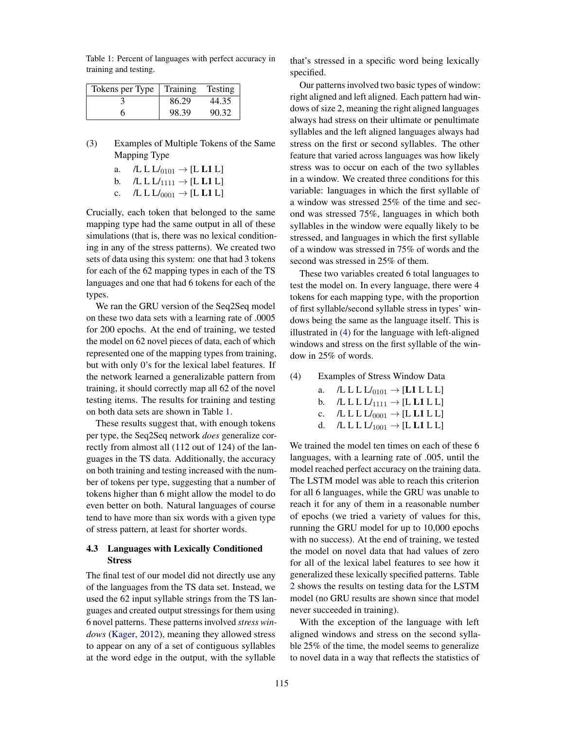Table 1: Percent of languages with perfect accuracy in training and testing.

| Tokens per Type | Training | Testing |
|---|---|---|
| 3 | 86.29 | 44.35 |
| 6 | 98.39 | 90.32 |

(3) Examples of Multiple Tokens of the Same Mapping Type

a. $/\text{L L L}/_{0101} \rightarrow [\text{L } \mathbf{L1} \text{ L}]$

b. $/\text{L L L}/_{1111} \rightarrow [\text{L } \mathbf{L1} \text{ L}]$

c. $/\text{L L L}/_{0001} \rightarrow [\text{L } \mathbf{L1} \text{ L}]$

Crucially, each token that belonged to the same mapping type had the same output in all of these simulations (that is, there was no lexical conditioning in any of the stress patterns). We created two sets of data using this system: one that had 3 tokens for each of the 62 mapping types in each of the TS languages and one that had 6 tokens for each of the types.

We ran the GRU version of the Seq2Seq model on these two data sets with a learning rate of .0005 for 200 epochs. At the end of training, we tested the model on 62 novel pieces of data, each of which represented one of the mapping types from training, but with only 0's for the lexical label features. If the network learned a generalizable pattern from training, it should correctly map all 62 of the novel testing items. The results for training and testing on both data sets are shown in Table 1.

These results suggest that, with enough tokens per type, the Seq2Seq network *does* generalize correctly from almost all (112 out of 124) of the languages in the TS data. Additionally, the accuracy on both training and testing increased with the number of tokens per type, suggesting that a number of tokens higher than 6 might allow the model to do even better on both. Natural languages of course tend to have more than six words with a given type of stress pattern, at least for shorter words.

### 4.3 Languages with Lexically Conditioned Stress

The final test of our model did not directly use any of the languages from the TS data set. Instead, we used the 62 input syllable strings from the TS languages and created output stressings for them using 6 novel patterns. These patterns involved *stress windows* (Kager, 2012), meaning they allowed stress to appear on any of a set of contiguous syllables at the word edge in the output, with the syllable that's stressed in a specific word being lexically specified.

Our patterns involved two basic types of window: right aligned and left aligned. Each pattern had windows of size 2, meaning the right aligned languages always had stress on their ultimate or penultimate syllables and the left aligned languages always had stress on the first or second syllables. The other feature that varied across languages was how likely stress was to occur on each of the two syllables in a window. We created three conditions for this variable: languages in which the first syllable of a window was stressed 25% of the time and second was stressed 75%, languages in which both syllables in the window were equally likely to be stressed, and languages in which the first syllable of a window was stressed in 75% of words and the second was stressed in 25% of them.

These two variables created 6 total languages to test the model on. In every language, there were 4 tokens for each mapping type, with the proportion of first syllable/second syllable stress in types' windows being the same as the language itself. This is illustrated in (4) for the language with left-aligned windows and stress on the first syllable of the window in 25% of words.

(4) Examples of Stress Window Data

a. $/\text{L L L L}/_{0101} \rightarrow [\mathbf{L1} \text{ L L L}]$

b. $/\text{L L L L}/_{1111} \rightarrow [\text{L } \mathbf{L1} \text{ L L}]$

c. $/\text{L L L L}/_{0001} \rightarrow [\text{L } \mathbf{L1} \text{ L L}]$

d. $/\text{L L L L}/_{1001} \rightarrow [\text{L } \mathbf{L1} \text{ L L}]$

We trained the model ten times on each of these 6 languages, with a learning rate of .005, until the model reached perfect accuracy on the training data. The LSTM model was able to reach this criterion for all 6 languages, while the GRU was unable to reach it for any of them in a reasonable number of epochs (we tried a variety of values for this, running the GRU model for up to 10,000 epochs with no success). At the end of training, we tested the model on novel data that had values of zero for all of the lexical label features to see how it generalized these lexically specified patterns. Table 2 shows the results on testing data for the LSTM model (no GRU results are shown since that model never succeeded in training).

With the exception of the language with left aligned windows and stress on the second syllable 25% of the time, the model seems to generalize to novel data in a way that reflects the statistics of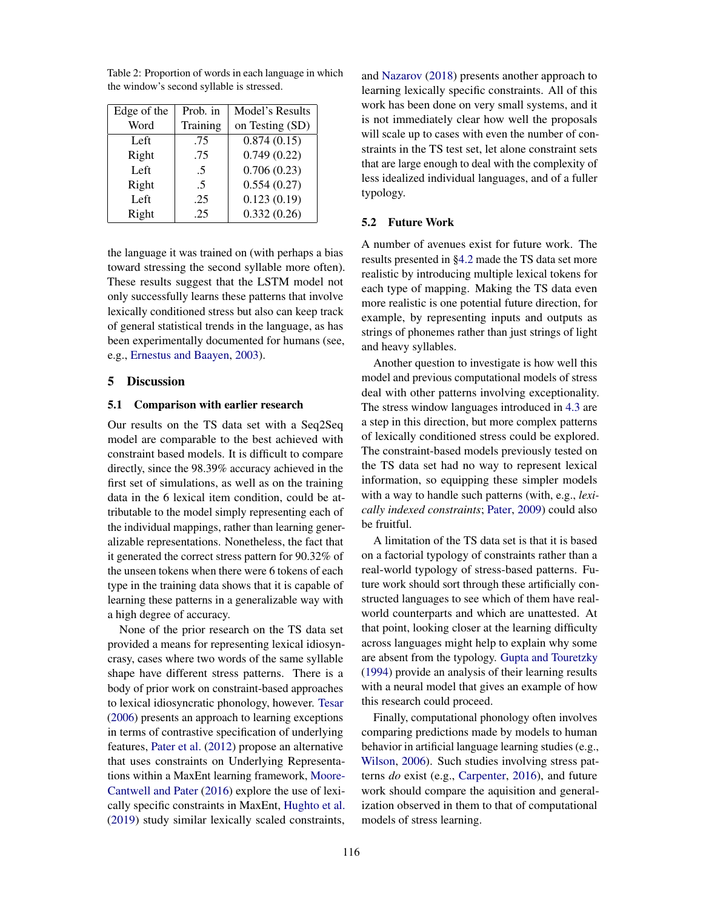Table 2: Proportion of words in each language in which the window's second syllable is stressed.

| Edge of the Word | Prob. in Training | Model's Results on Testing (SD) |
|---|---|---|
| Left | .75 | 0.874 (0.15) |
| Right | .75 | 0.749 (0.22) |
| Left | .5 | 0.706 (0.23) |
| Right | .5 | 0.554 (0.27) |
| Left | .25 | 0.123 (0.19) |
| Right | .25 | 0.332 (0.26) |

the language it was trained on (with perhaps a bias toward stressing the second syllable more often). These results suggest that the LSTM model not only successfully learns these patterns that involve lexically conditioned stress but also can keep track of general statistical trends in the language, as has been experimentally documented for humans (see, e.g., Ernestus and Baayen, 2003).

## 5 Discussion

### 5.1 Comparison with earlier research

Our results on the TS data set with a Seq2Seq model are comparable to the best achieved with constraint based models. It is difficult to compare directly, since the 98.39% accuracy achieved in the first set of simulations, as well as on the training data in the 6 lexical item condition, could be attributable to the model simply representing each of the individual mappings, rather than learning generalizable representations. Nonetheless, the fact that it generated the correct stress pattern for 90.32% of the unseen tokens when there were 6 tokens of each type in the training data shows that it is capable of learning these patterns in a generalizable way with a high degree of accuracy.

None of the prior research on the TS data set provided a means for representing lexical idiosyncrasy, cases where two words of the same syllable shape have different stress patterns. There is a body of prior work on constraint-based approaches to lexical idiosyncratic phonology, however. Tesar (2006) presents an approach to learning exceptions in terms of contrastive specification of underlying features, Pater et al. (2012) propose an alternative that uses constraints on Underlying Representations within a MaxEnt learning framework, Moore-Cantwell and Pater (2016) explore the use of lexically specific constraints in MaxEnt, Hughto et al. (2019) study similar lexically scaled constraints, and Nazarov (2018) presents another approach to learning lexically specific constraints. All of this work has been done on very small systems, and it is not immediately clear how well the proposals will scale up to cases with even the number of constraints in the TS test set, let alone constraint sets that are large enough to deal with the complexity of less idealized individual languages, and of a fuller typology.

### 5.2 Future Work

A number of avenues exist for future work. The results presented in §4.2 made the TS data set more realistic by introducing multiple lexical tokens for each type of mapping. Making the TS data even more realistic is one potential future direction, for example, by representing inputs and outputs as strings of phonemes rather than just strings of light and heavy syllables.

Another question to investigate is how well this model and previous computational models of stress deal with other patterns involving exceptionality. The stress window languages introduced in 4.3 are a step in this direction, but more complex patterns of lexically conditioned stress could be explored. The constraint-based models previously tested on the TS data set had no way to represent lexical information, so equipping these simpler models with a way to handle such patterns (with, e.g., *lexically indexed constraints*; Pater, 2009) could also be fruitful.

A limitation of the TS data set is that it is based on a factorial typology of constraints rather than a real-world typology of stress-based patterns. Future work should sort through these artificially constructed languages to see which of them have real-world counterparts and which are unattested. At that point, looking closer at the learning difficulty across languages might help to explain why some are absent from the typology. Gupta and Touretzky (1994) provide an analysis of their learning results with a neural model that gives an example of how this research could proceed.

Finally, computational phonology often involves comparing predictions made by models to human behavior in artificial language learning studies (e.g., Wilson, 2006). Such studies involving stress patterns *do* exist (e.g., Carpenter, 2016), and future work should compare the aquisition and generalization observed in them to that of computational models of stress learning.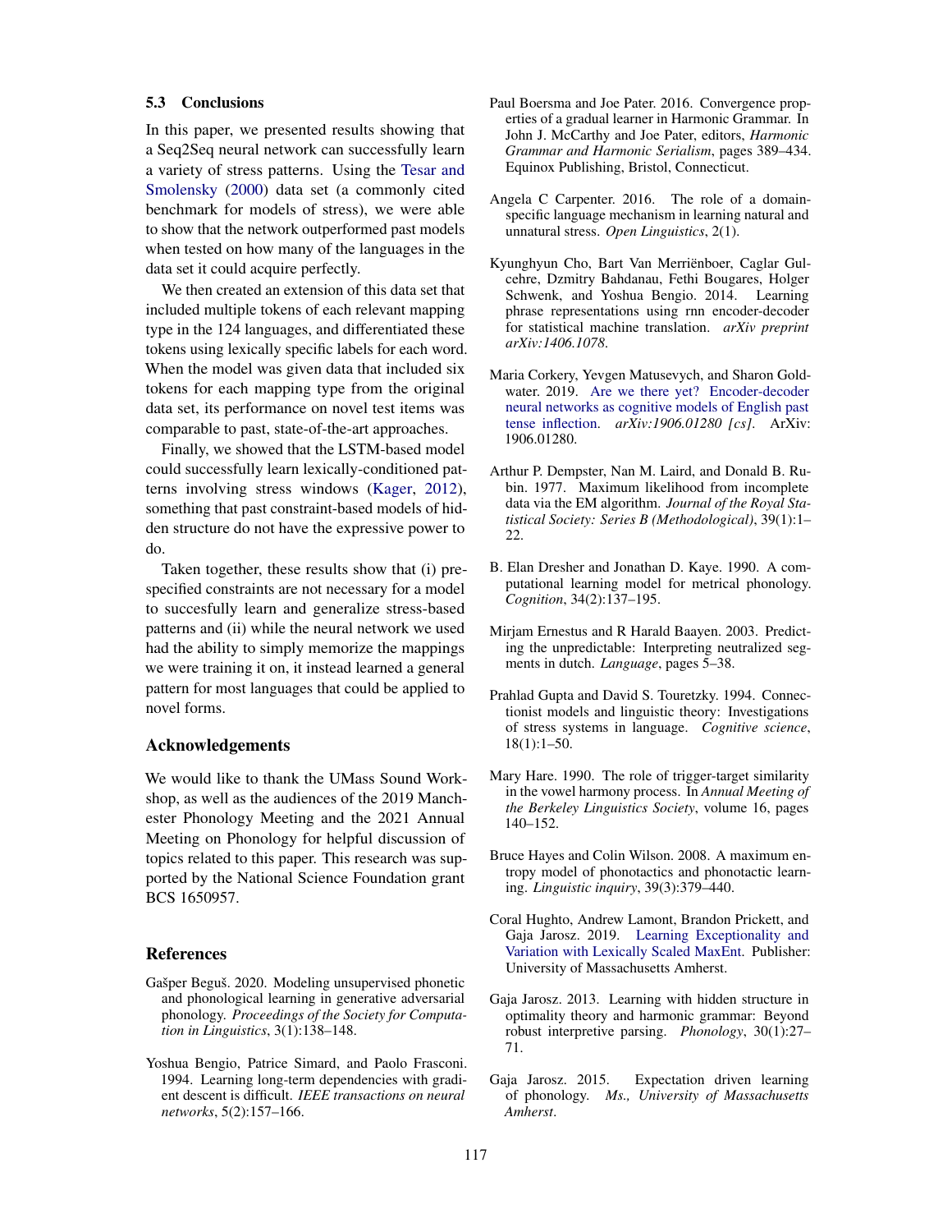### 5.3 Conclusions

In this paper, we presented results showing that a Seq2Seq neural network can successfully learn a variety of stress patterns. Using the Tesar and Smolensky (2000) data set (a commonly cited benchmark for models of stress), we were able to show that the network outperformed past models when tested on how many of the languages in the data set it could acquire perfectly.

We then created an extension of this data set that included multiple tokens of each relevant mapping type in the 124 languages, and differentiated these tokens using lexically specific labels for each word. When the model was given data that included six tokens for each mapping type from the original data set, its performance on novel test items was comparable to past, state-of-the-art approaches.

Finally, we showed that the LSTM-based model could successfully learn lexically-conditioned patterns involving stress windows (Kager, 2012), something that past constraint-based models of hidden structure do not have the expressive power to do.

Taken together, these results show that (i) prespecified constraints are not necessary for a model to succesfully learn and generalize stress-based patterns and (ii) while the neural network we used had the ability to simply memorize the mappings we were training it on, it instead learned a general pattern for most languages that could be applied to novel forms.

## Acknowledgements

We would like to thank the UMass Sound Workshop, as well as the audiences of the 2019 Manchester Phonology Meeting and the 2021 Annual Meeting on Phonology for helpful discussion of topics related to this paper. This research was supported by the National Science Foundation grant BCS 1650957.

## References

Gašper Beguš. 2020. Modeling unsupervised phonetic and phonological learning in generative adversarial phonology. *Proceedings of the Society for Computation in Linguistics*, 3(1):138–148.

Yoshua Bengio, Patrice Simard, and Paolo Frasconi. 1994. Learning long-term dependencies with gradient descent is difficult. *IEEE transactions on neural networks*, 5(2):157–166.

Paul Boersma and Joe Pater. 2016. Convergence properties of a gradual learner in Harmonic Grammar. In John J. McCarthy and Joe Pater, editors, *Harmonic Grammar and Harmonic Serialism*, pages 389–434. Equinox Publishing, Bristol, Connecticut.

Angela C Carpenter. 2016. The role of a domain-specific language mechanism in learning natural and unnatural stress. *Open Linguistics*, 2(1).

Kyunghyun Cho, Bart Van Merriënboer, Caglar Gulcehre, Dzmitry Bahdanau, Fethi Bougares, Holger Schwenk, and Yoshua Bengio. 2014. Learning phrase representations using rnn encoder-decoder for statistical machine translation. *arXiv preprint arXiv:1406.1078*.

Maria Corkery, Yevgen Matusevych, and Sharon Goldwater. 2019. Are we there yet? Encoder-decoder neural networks as cognitive models of English past tense inflection. *arXiv:1906.01280 [cs]*. ArXiv: 1906.01280.

Arthur P. Dempster, Nan M. Laird, and Donald B. Rubin. 1977. Maximum likelihood from incomplete data via the EM algorithm. *Journal of the Royal Statistical Society: Series B (Methodological)*, 39(1):1–22.

B. Elan Dresher and Jonathan D. Kaye. 1990. A computational learning model for metrical phonology. *Cognition*, 34(2):137–195.

Mirjam Ernestus and R Harald Baayen. 2003. Predicting the unpredictable: Interpreting neutralized segments in dutch. *Language*, pages 5–38.

Prahlad Gupta and David S. Touretzky. 1994. Connectionist models and linguistic theory: Investigations of stress systems in language. *Cognitive science*, 18(1):1–50.

Mary Hare. 1990. The role of trigger-target similarity in the vowel harmony process. In *Annual Meeting of the Berkeley Linguistics Society*, volume 16, pages 140–152.

Bruce Hayes and Colin Wilson. 2008. A maximum entropy model of phonotactics and phonotactic learning. *Linguistic inquiry*, 39(3):379–440.

Coral Hughto, Andrew Lamont, Brandon Prickett, and Gaja Jarosz. 2019. Learning Exceptionality and Variation with Lexically Scaled MaxEnt. Publisher: University of Massachusetts Amherst.

Gaja Jarosz. 2013. Learning with hidden structure in optimality theory and harmonic grammar: Beyond robust interpretive parsing. *Phonology*, 30(1):27–71.

Gaja Jarosz. 2015. Expectation driven learning of phonology. *Ms., University of Massachusetts Amherst*.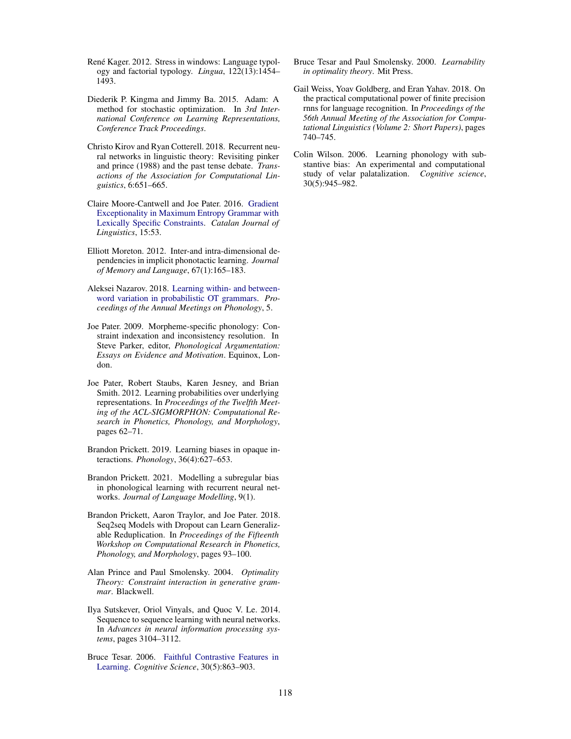René Kager. 2012. Stress in windows: Language typology and factorial typology. *Lingua*, 122(13):1454–1493.

Diederik P. Kingma and Jimmy Ba. 2015. Adam: A method for stochastic optimization. In *3rd International Conference on Learning Representations, Conference Track Proceedings*.

Christo Kirov and Ryan Cotterell. 2018. Recurrent neural networks in linguistic theory: Revisiting pinker and prince (1988) and the past tense debate. *Transactions of the Association for Computational Linguistics*, 6:651–665.

Claire Moore-Cantwell and Joe Pater. 2016. Gradient Exceptionality in Maximum Entropy Grammar with Lexically Specific Constraints. *Catalan Journal of Linguistics*, 15:53.

Elliott Moreton. 2012. Inter-and intra-dimensional dependencies in implicit phonotactic learning. *Journal of Memory and Language*, 67(1):165–183.

Aleksei Nazarov. 2018. Learning within- and between-word variation in probabilistic OT grammars. *Proceedings of the Annual Meetings on Phonology*, 5.

Joe Pater. 2009. Morpheme-specific phonology: Constraint indexation and inconsistency resolution. In Steve Parker, editor, *Phonological Argumentation: Essays on Evidence and Motivation*. Equinox, London.

Joe Pater, Robert Staubs, Karen Jesney, and Brian Smith. 2012. Learning probabilities over underlying representations. In *Proceedings of the Twelfth Meeting of the ACL-SIGMORPHON: Computational Research in Phonetics, Phonology, and Morphology*, pages 62–71.

Brandon Prickett. 2019. Learning biases in opaque interactions. *Phonology*, 36(4):627–653.

Brandon Prickett. 2021. Modelling a subregular bias in phonological learning with recurrent neural networks. *Journal of Language Modelling*, 9(1).

Brandon Prickett, Aaron Traylor, and Joe Pater. 2018. Seq2seq Models with Dropout can Learn Generalizable Reduplication. In *Proceedings of the Fifteenth Workshop on Computational Research in Phonetics, Phonology, and Morphology*, pages 93–100.

Alan Prince and Paul Smolensky. 2004. *Optimality Theory: Constraint interaction in generative grammar*. Blackwell.

Ilya Sutskever, Oriol Vinyals, and Quoc V. Le. 2014. Sequence to sequence learning with neural networks. In *Advances in neural information processing systems*, pages 3104–3112.

Bruce Tesar. 2006. Faithful Contrastive Features in Learning. *Cognitive Science*, 30(5):863–903.

Bruce Tesar and Paul Smolensky. 2000. *Learnability in optimality theory*. Mit Press.

Gail Weiss, Yoav Goldberg, and Eran Yahav. 2018. On the practical computational power of finite precision rnns for language recognition. In *Proceedings of the 56th Annual Meeting of the Association for Computational Linguistics (Volume 2: Short Papers)*, pages 740–745.

Colin Wilson. 2006. Learning phonology with substantive bias: An experimental and computational study of velar palatalization. *Cognitive science*, 30(5):945–982.